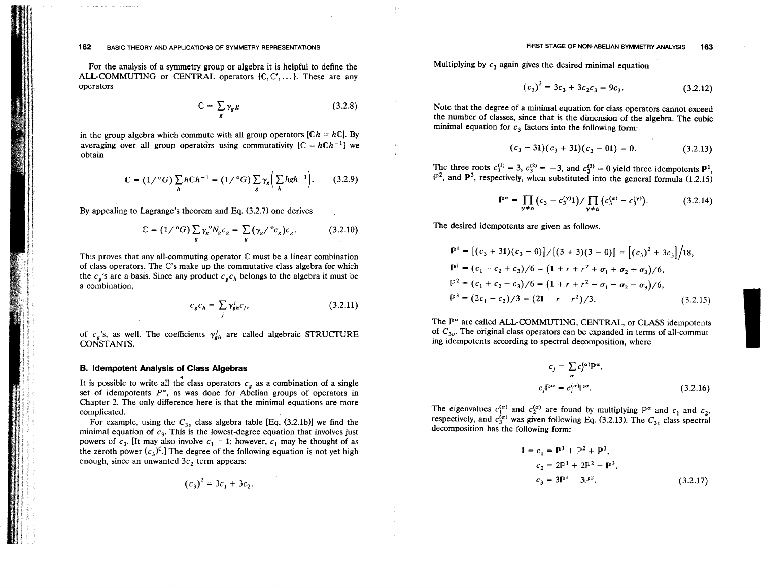For the analysis of a symmetry group or algebra it is helpful to define the ALL-COMMUTING or CENTRAL operators $\{\mathbb{C}, \mathbb{C}', \ldots\}$. These are any operators

$$\mathbb{C} = \sum_g \gamma_g g \tag{3.2.8}$$

in the group algebra which commute with all group operators $[\mathbb{C}h = h\mathbb{C}]$. By averaging over all group operators using commutativity $[\mathbb{C} = h\mathbb{C}h^{-1}]$ we obtain

$$\mathbb{C} = (1/{}^{\circ}G)\sum_h h\mathbb{C}h^{-1} = (1/{}^{\circ}G)\sum_g \gamma_g\Big(\sum_h hgh^{-1}\Big). \tag{3.2.9}$$

By appealing to Lagrange's theorem and Eq. (3.2.7) one derives

$$\mathbb{C} = (1/{}^{\circ}G)\sum_g \gamma_g {}^{\circ}N_g c_g = \sum_g (\gamma_g/{}^{\circ}c_g)c_g. \tag{3.2.10}$$

This proves that any all-commuting operator $\mathbb{C}$ must be a linear combination of class operators. The $\mathbb{C}$'s make up the commutative class algebra for which the $c_g$'s are a basis. Since any product $c_g c_h$ belongs to the algebra it must be a combination,

$$c_g c_h = \sum_j \gamma_{gh}^j c_j, \tag{3.2.11}$$

of $c_g$'s, as well. The coefficients $\gamma_{gh}^j$ are called algebraic STRUCTURE CONSTANTS.

## B. Idempotent Analysis of Class Algebras

It is possible to write all the class operators $c_g$ as a combination of a single set of idempotents $P^\alpha$, as was done for Abelian groups of operators in Chapter 2. The only difference here is that the minimal equations are more complicated.

For example, using the $C_{3v}$ class algebra table [Eq. (3.2.1b)] we find the minimal equation of $c_3$. This is the lowest-degree equation that involves just powers of $c_3$. [It may also involve $c_1 = \mathbf{1}$; however, $c_1$ may be thought of as the zeroth power $(c_3)^0$.] The degree of the following equation is not yet high enough, since an unwanted $3c_2$ term appears:

$$(c_3)^2 = 3c_1 + 3c_2.$$

Multiplying by $c_3$ again gives the desired minimal equation

$$(c_3)^3 = 3c_3 + 3c_2c_3 = 9c_3. \tag{3.2.12}$$

Note that the degree of a minimal equation for class operators cannot exceed the number of classes, since that is the dimension of the algebra. The cubic minimal equation for $c_3$ factors into the following form:

$$(c_3 - 3\mathbf{1})(c_3 + 3\mathbf{1})(c_3 - 0\mathbf{1}) = 0. \tag{3.2.13}$$

The three roots $c_3^{(1)} = 3$, $c_3^{(2)} = -3$, and $c_3^{(3)} = 0$ yield three idempotents $\mathbb{P}^1$, $\mathbb{P}^2$, and $\mathbb{P}^3$, respectively, when substituted into the general formula (1.2.15)

$$\mathbb{P}^\alpha = \prod_{\gamma \neq \alpha}(c_3 - c_3^{(\gamma)}\mathbf{1}) \Big/ \prod_{\gamma \neq \alpha}(c_3^{(\alpha)} - c_3^{(\gamma)}). \tag{3.2.14}$$

The desired idempotents are given as follows.

$$\begin{aligned}
\mathbb{P}^1 &= [(c_3 + 3\mathbf{1})(c_3 - 0)]/[(3+3)(3-0)] = \big[(c_3)^2 + 3c_3\big]/18, \\
\mathbb{P}^1 &= (c_1 + c_2 + c_3)/6 = (\mathbf{1} + r + r^2 + \sigma_1 + \sigma_2 + \sigma_3)/6, \\
\mathbb{P}^2 &= (c_1 + c_2 - c_3)/6 = (\mathbf{1} + r + r^2 - \sigma_1 - \sigma_2 - \sigma_3)/6, \\
\mathbb{P}^3 &= (2c_1 - c_2)/3 = (2\mathbf{1} - r - r^2)/3.
\end{aligned} \tag{3.2.15}$$

The $\mathbb{P}^\alpha$ are called ALL-COMMUTING, CENTRAL, or CLASS idempotents of $C_{3v}$. The original class operators can be expanded in terms of all-commuting idempotents according to spectral decomposition, where

$$\begin{aligned}
c_j &= \sum_\alpha c_j^{(\alpha)}\mathbb{P}^\alpha, \\
c_j\mathbb{P}^\alpha &= c_j^{(\alpha)}\mathbb{P}^\alpha.
\end{aligned} \tag{3.2.16}$$

The eigenvalues $c_1^{(\alpha)}$ and $c_2^{(\alpha)}$ are found by multiplying $\mathbb{P}^\alpha$ and $c_1$ and $c_2$, respectively, and $c_3^{(\alpha)}$ was given following Eq. (3.2.13). The $C_{3v}$ class spectral decomposition has the following form:

$$\begin{aligned}
\mathbf{1} \equiv c_1 &= \mathbb{P}^1 + \mathbb{P}^2 + \mathbb{P}^3, \\
c_2 &= 2\mathbb{P}^1 + 2\mathbb{P}^2 - \mathbb{P}^3, \\
c_3 &= 3\mathbb{P}^1 - 3\mathbb{P}^2.
\end{aligned} \tag{3.2.17}$$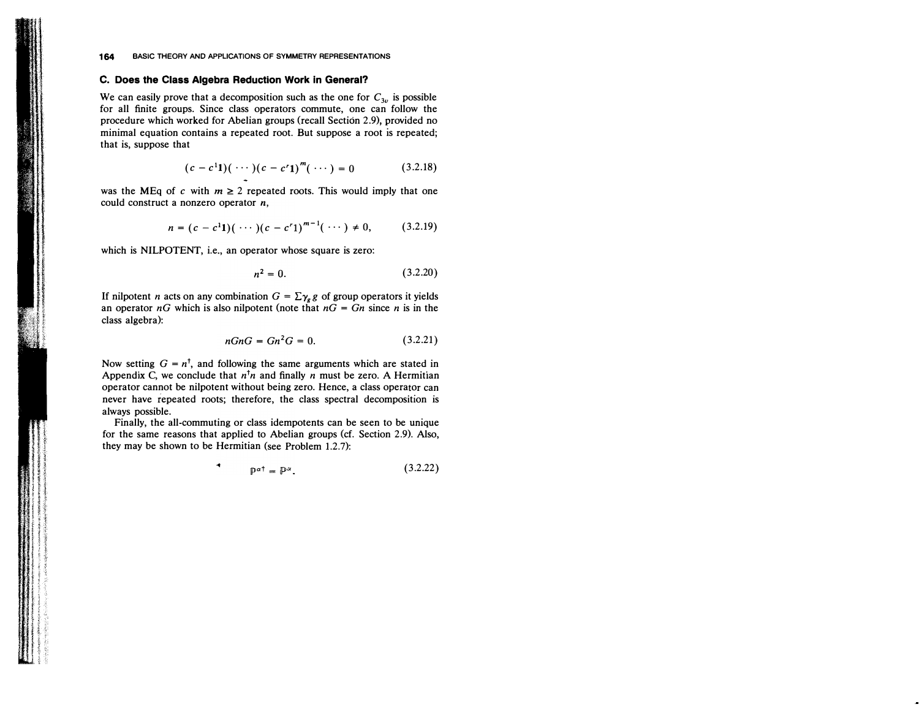### C. Does the Class Algebra Reduction Work in General?

We can easily prove that a decomposition such as the one for $C_{3v}$ is possible for all finite groups. Since class operators commute, one can follow the procedure which worked for Abelian groups (recall Section 2.9), provided no minimal equation contains a repeated root. But suppose a root is repeated; that is, suppose that

$$(c - c^1\mathbf{1})(\cdots)(c - c^r\mathbf{1})^m(\cdots) = 0 \tag{3.2.18}$$

was the MEq of $c$ with $m \geq 2$ repeated roots. This would imply that one could construct a nonzero operator $n$,

$$n = (c - c^1\mathbf{1})(\cdots)(c - c^r1)^{m-1}(\cdots) \neq 0, \tag{3.2.19}$$

which is NILPOTENT, i.e., an operator whose square is zero:

$$n^2 = 0. \tag{3.2.20}$$

If nilpotent $n$ acts on any combination $G = \Sigma\gamma_g g$ of group operators it yields an operator $nG$ which is also nilpotent (note that $nG = Gn$ since $n$ is in the class algebra):

$$nGnG = Gn^2G = 0. \tag{3.2.21}$$

Now setting $G = n^\dagger$, and following the same arguments which are stated in Appendix C, we conclude that $n^\dagger n$ and finally $n$ must be zero. A Hermitian operator cannot be nilpotent without being zero. Hence, a class operator can never have repeated roots; therefore, the class spectral decomposition is always possible.

Finally, the all-commuting or class idempotents can be seen to be unique for the same reasons that applied to Abelian groups (cf. Section 2.9). Also, they may be shown to be Hermitian (see Problem 1.2.7):

$$\mathbb{P}^{\alpha\dagger} = \mathbb{P}^\alpha. \tag{3.2.22}$$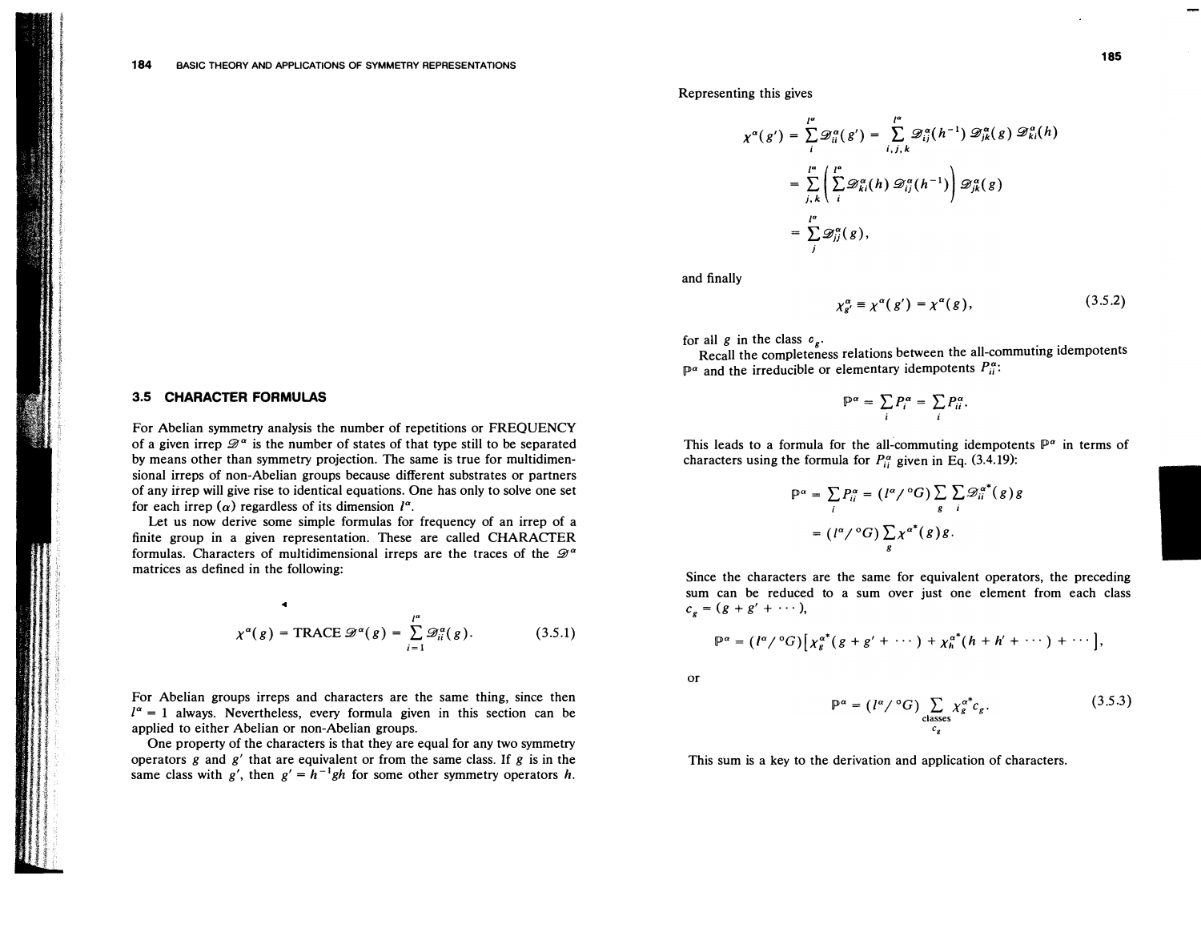## 3.5 CHARACTER FORMULAS

For Abelian symmetry analysis the number of repetitions or FREQUENCY of a given irrep $\mathscr{D}^\alpha$ is the number of states of that type still to be separated by means other than symmetry projection. The same is true for multidimensional irreps of non-Abelian groups because different substrates or partners of any irrep will give rise to identical equations. One has only to solve one set for each irrep $(\alpha)$ regardless of its dimension $l^\alpha$.

Let us now derive some simple formulas for frequency of an irrep of a finite group in a given representation. These are called CHARACTER formulas. Characters of multidimensional irreps are the traces of the $\mathscr{D}^\alpha$ matrices as defined in the following:

$$\chi^\alpha(g) = \text{TRACE}\,\mathscr{D}^\alpha(g) = \sum_{i=1}^{l^\alpha} \mathscr{D}^\alpha_{ii}(g). \tag{3.5.1}$$

For Abelian groups irreps and characters are the same thing, since then $l^\alpha = 1$ always. Nevertheless, every formula given in this section can be applied to either Abelian or non-Abelian groups.

One property of the characters is that they are equal for any two symmetry operators $g$ and $g'$ that are equivalent or from the same class. If $g$ is in the same class with $g'$, then $g' = h^{-1}gh$ for some other symmetry operators $h$. Representing this gives

$$\begin{aligned}
\chi^\alpha(g') = \sum_i^{l^\alpha} \mathscr{D}^\alpha_{ii}(g') &= \sum_{i,j,k}^{l^\alpha} \mathscr{D}^\alpha_{ij}(h^{-1})\,\mathscr{D}^\alpha_{jk}(g)\,\mathscr{D}^\alpha_{ki}(h) \\
&= \sum_{j,k}^{l^\alpha}\left(\sum_i^{l^\alpha} \mathscr{D}^\alpha_{ki}(h)\,\mathscr{D}^\alpha_{ij}(h^{-1})\right)\mathscr{D}^\alpha_{jk}(g) \\
&= \sum_j^{l^\alpha} \mathscr{D}^\alpha_{jj}(g),
\end{aligned}$$

and finally

$$\chi^\alpha_{g'} \equiv \chi^\alpha(g') = \chi^\alpha(g), \tag{3.5.2}$$

for all $g$ in the class $c_g$.

Recall the completeness relations between the all-commuting idempotents $\mathbb{P}^\alpha$ and the irreducible or elementary idempotents $P^\alpha_{ii}$:

$$\mathbb{P}^\alpha = \sum_i P^\alpha_i = \sum_i P^\alpha_{ii}.$$

This leads to a formula for the all-commuting idempotents $\mathbb{P}^\alpha$ in terms of characters using the formula for $P^\alpha_{ii}$ given in Eq. (3.4.19):

$$\begin{aligned}
\mathbb{P}^\alpha = \sum_i P^\alpha_{ii} &= (l^\alpha/{}^\circ G)\sum_g \sum_i \mathscr{D}^{\alpha*}_{ii}(g)\,g \\
&= (l^\alpha/{}^\circ G)\sum_g \chi^{\alpha*}(g)\,g.
\end{aligned}$$

Since the characters are the same for equivalent operators, the preceding sum can be reduced to a sum over just one element from each class $c_g = (g + g' + \cdots)$,

$$\mathbb{P}^\alpha = (l^\alpha/{}^\circ G)\left[\chi^{\alpha*}_g(g + g' + \cdots) + \chi^{\alpha*}_h(h + h' + \cdots) + \cdots\right],$$

or

$$\mathbb{P}^\alpha = (l^\alpha/{}^\circ G)\sum_{\substack{\text{classes}\\ c_g}} \chi^{\alpha*}_g c_g. \tag{3.5.3}$$

This sum is a key to the derivation and application of characters.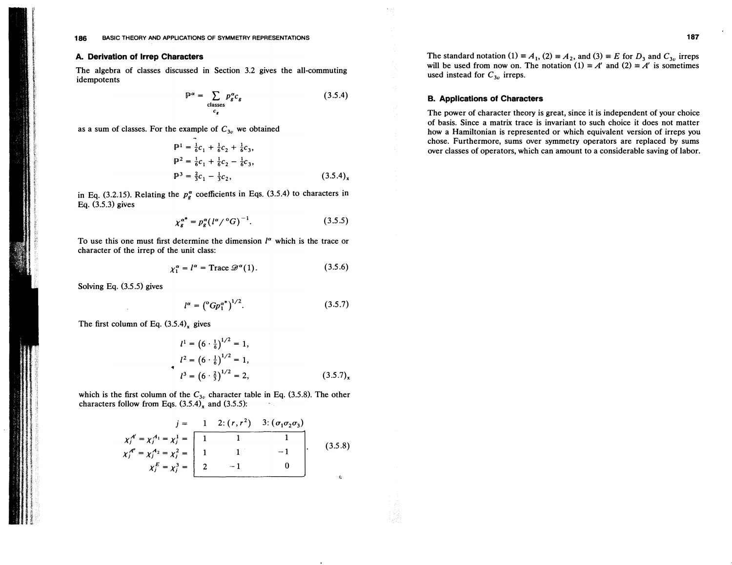## A. Derivation of Irrep Characters

The algebra of classes discussed in Section 3.2 gives the all-commuting idempotents

$$\mathbb{P}^{\alpha} = \sum_{\substack{\text{classes} \\ c_g}} p_g^{\alpha} c_g \tag{3.5.4}$$

as a sum of classes. For the example of $C_{3v}$ we obtained

$$\mathbb{P}^1 = \tfrac{1}{6}c_1 + \tfrac{1}{6}c_2 + \tfrac{1}{6}c_3,$$

$$\mathbb{P}^2 = \tfrac{1}{6}c_1 + \tfrac{1}{6}c_2 - \tfrac{1}{6}c_3,$$

$$\mathbb{P}^3 = \tfrac{2}{3}c_1 - \tfrac{1}{3}c_2, \tag{3.5.4$_x$}$$

in Eq. (3.2.15). Relating the $p_g^{\alpha}$ coefficients in Eqs. (3.5.4) to characters in Eq. (3.5.3) gives

$$\chi_g^{\alpha *} = p_g^{\alpha}(l^{\alpha}/{}^{\circ}G)^{-1}. \tag{3.5.5}$$

To use this one must first determine the dimension $l^{\alpha}$ which is the trace or character of the irrep of the unit class:

$$\chi_1^{\alpha} = l^{\alpha} = \text{Trace } \mathscr{D}^{\alpha}(1). \tag{3.5.6}$$

Solving Eq. (3.5.5) gives

$$l^{\alpha} = ({}^{\circ}Gp_1^{\alpha *})^{1/2}. \tag{3.5.7}$$

The first column of Eq. $(3.5.4)_x$ gives

$$l^1 = (6 \cdot \tfrac{1}{6})^{1/2} = 1,$$

$$l^2 = (6 \cdot \tfrac{1}{6})^{1/2} = 1,$$

$$l^3 = (6 \cdot \tfrac{2}{3})^{1/2} = 2, \tag{3.5.7$_x$}$$

which is the first column of the $C_{3v}$ character table in Eq. (3.5.8). The other characters follow from Eqs. $(3.5.4)_x$ and (3.5.5):

| $j =$ | 1 | $2:(r, r^2)$ | $3:(\sigma_1\sigma_2\sigma_3)$ |
|---|---|---|---|
| $\chi_j^{A'} = \chi_j^{A_1} = \chi_j^1 =$ | 1 | 1 | 1 |
| $\chi_j^{A''} = \chi_j^{A_2} = \chi_j^2 =$ | 1 | 1 | $-1$ |
| $\chi_j^{E} = \chi_j^3 =$ | 2 | $-1$ | 0 |

(3.5.8)

The standard notation $(1) \equiv A_1$, $(2) \equiv A_2$, and $(3) \equiv E$ for $D_3$ and $C_{3v}$ irreps will be used from now on. The notation $(1) \equiv A'$ and $(2) \equiv A'$ is sometimes used instead for $C_{3v}$ irreps.

## B. Applications of Characters

The power of character theory is great, since it is independent of your choice of basis. Since a matrix trace is invariant to such choice it does not matter how a Hamiltonian is represented or which equivalent version of irreps you chose. Furthermore, sums over symmetry operators are replaced by sums over classes of operators, which can amount to a considerable saving of labor.